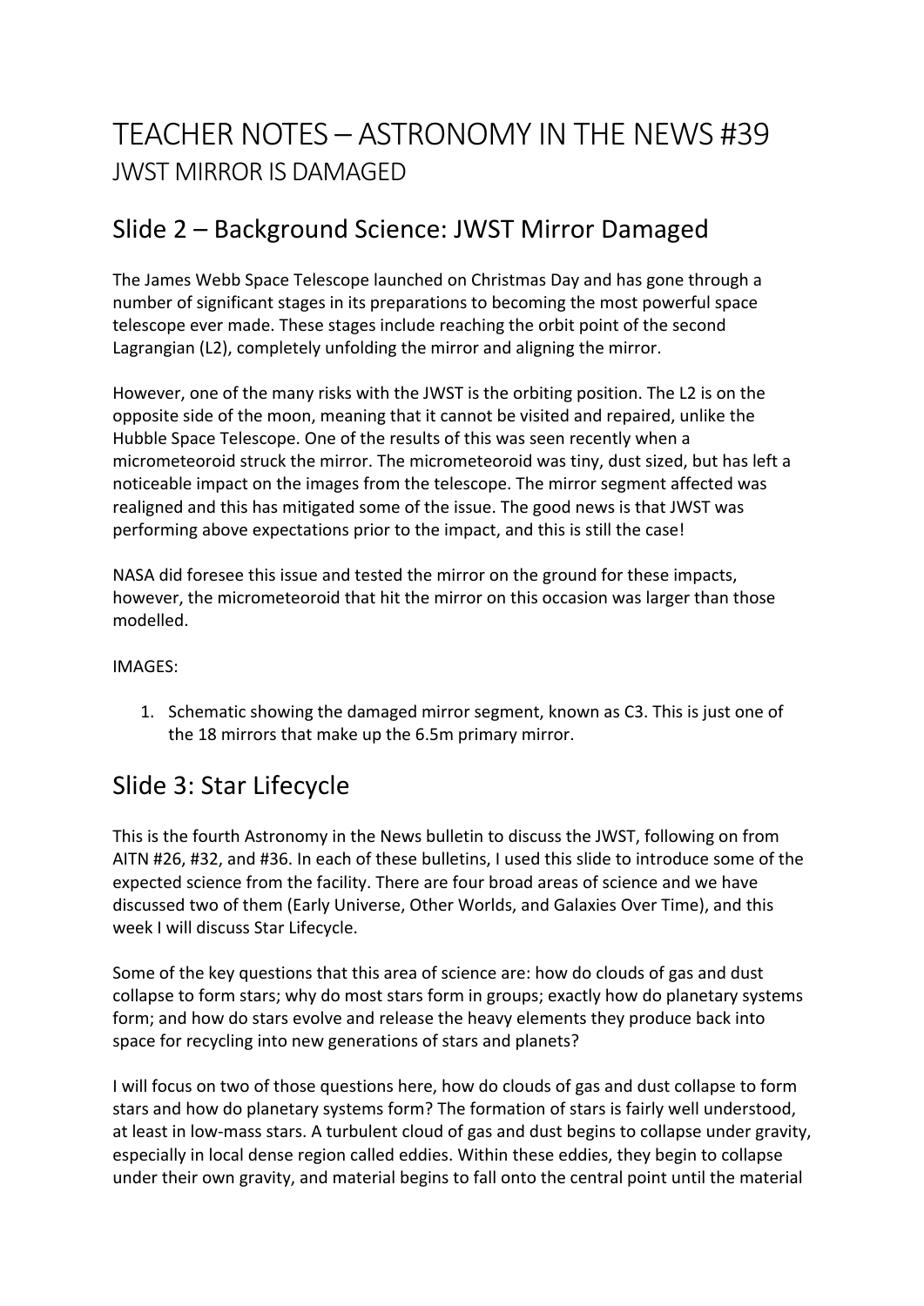# TEACHER NOTES – ASTRONOMY IN THE NEWS #39

## JWST MIRROR IS DAMAGED

## Slide 2 – Background Science: JWST Mirror Damaged

The James Webb Space Telescope launched on Christmas Day and has gone through a number of significant stages in its preparations to becoming the most powerful space telescope ever made. These stages include reaching the orbit point of the second Lagrangian (L2), completely unfolding the mirror and aligning the mirror.

However, one of the many risks with the JWST is the orbiting position. The L2 is on the opposite side of the moon, meaning that it cannot be visited and repaired, unlike the Hubble Space Telescope. One of the results of this was seen recently when a micrometeoroid struck the mirror. The micrometeoroid was tiny, dust sized, but has left a noticeable impact on the images from the telescope. The mirror segment affected was realigned and this has mitigated some of the issue. The good news is that JWST was performing above expectations prior to the impact, and this is still the case!

NASA did foresee this issue and tested the mirror on the ground for these impacts, however, the micrometeoroid that hit the mirror on this occasion was larger than those modelled.

IMAGES:

1. Schematic showing the damaged mirror segment, known as C3. This is just one of the 18 mirrors that make up the 6.5m primary mirror.

## Slide 3: Star Lifecycle

This is the fourth Astronomy in the News bulletin to discuss the JWST, following on from AITN #26, #32, and #36. In each of these bulletins, I used this slide to introduce some of the expected science from the facility. There are four broad areas of science and we have discussed two of them (Early Universe, Other Worlds, and Galaxies Over Time), and this week I will discuss Star Lifecycle.

Some of the key questions that this area of science are: how do clouds of gas and dust collapse to form stars; why do most stars form in groups; exactly how do planetary systems form; and how do stars evolve and release the heavy elements they produce back into space for recycling into new generations of stars and planets?

I will focus on two of those questions here, how do clouds of gas and dust collapse to form stars and how do planetary systems form? The formation of stars is fairly well understood, at least in low-mass stars. A turbulent cloud of gas and dust begins to collapse under gravity, especially in local dense region called eddies. Within these eddies, they begin to collapse under their own gravity, and material begins to fall onto the central point until the material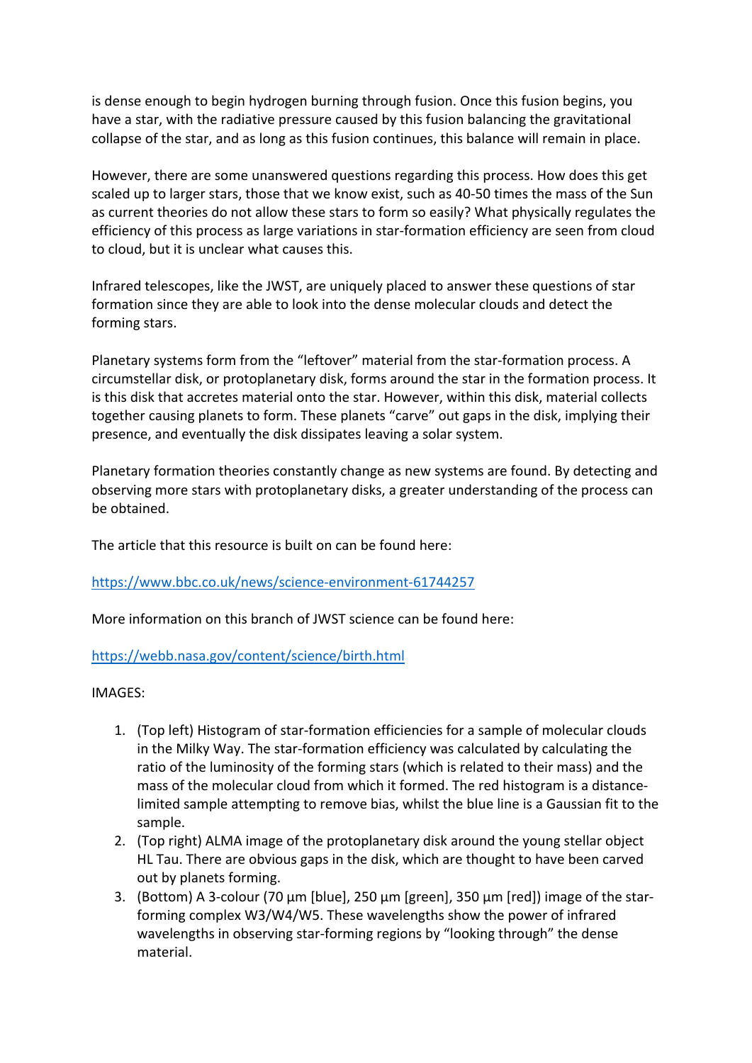is dense enough to begin hydrogen burning through fusion. Once this fusion begins, you have a star, with the radiative pressure caused by this fusion balancing the gravitational collapse of the star, and as long as this fusion continues, this balance will remain in place.

However, there are some unanswered questions regarding this process. How does this get scaled up to larger stars, those that we know exist, such as 40-50 times the mass of the Sun as current theories do not allow these stars to form so easily? What physically regulates the efficiency of this process as large variations in star-formation efficiency are seen from cloud to cloud, but it is unclear what causes this.

Infrared telescopes, like the JWST, are uniquely placed to answer these questions of star formation since they are able to look into the dense molecular clouds and detect the forming stars.

Planetary systems form from the "leftover" material from the star-formation process. A circumstellar disk, or protoplanetary disk, forms around the star in the formation process. It is this disk that accretes material onto the star. However, within this disk, material collects together causing planets to form. These planets "carve" out gaps in the disk, implying their presence, and eventually the disk dissipates leaving a solar system.

Planetary formation theories constantly change as new systems are found. By detecting and observing more stars with protoplanetary disks, a greater understanding of the process can be obtained.

The article that this resource is built on can be found here:

https://www.bbc.co.uk/news/science-environment-61744257

More information on this branch of JWST science can be found here:

https://webb.nasa.gov/content/science/birth.html

IMAGES:

1. (Top left) Histogram of star-formation efficiencies for a sample of molecular clouds in the Milky Way. The star-formation efficiency was calculated by calculating the ratio of the luminosity of the forming stars (which is related to their mass) and the mass of the molecular cloud from which it formed. The red histogram is a distance-limited sample attempting to remove bias, whilst the blue line is a Gaussian fit to the sample.
2. (Top right) ALMA image of the protoplanetary disk around the young stellar object HL Tau. There are obvious gaps in the disk, which are thought to have been carved out by planets forming.
3. (Bottom) A 3-colour (70 µm [blue], 250 µm [green], 350 µm [red]) image of the star-forming complex W3/W4/W5. These wavelengths show the power of infrared wavelengths in observing star-forming regions by "looking through" the dense material.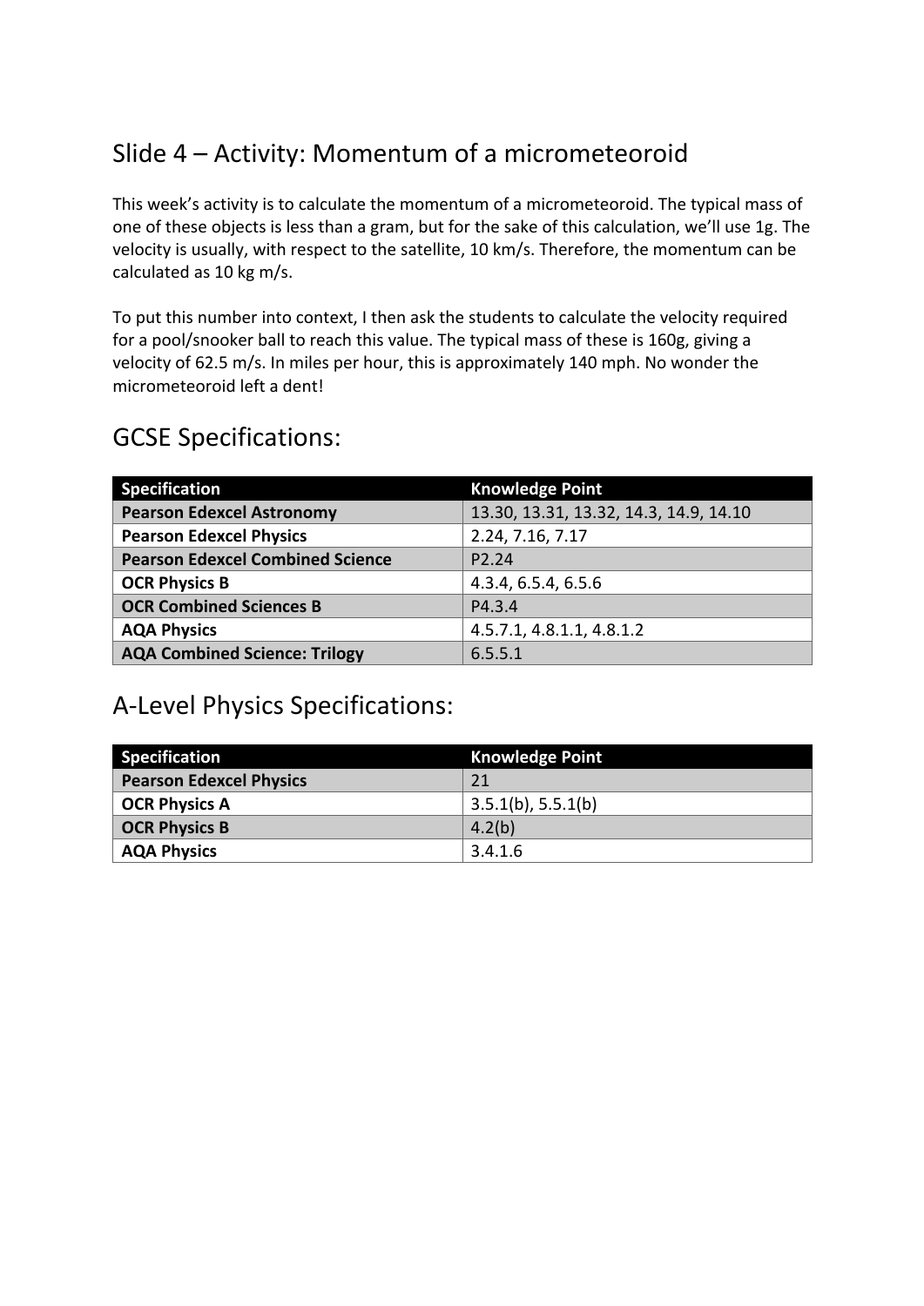## Slide 4 – Activity: Momentum of a micrometeoroid

This week's activity is to calculate the momentum of a micrometeoroid. The typical mass of one of these objects is less than a gram, but for the sake of this calculation, we'll use 1g. The velocity is usually, with respect to the satellite, 10 km/s. Therefore, the momentum can be calculated as 10 kg m/s.

To put this number into context, I then ask the students to calculate the velocity required for a pool/snooker ball to reach this value. The typical mass of these is 160g, giving a velocity of 62.5 m/s. In miles per hour, this is approximately 140 mph. No wonder the micrometeoroid left a dent!

## GCSE Specifications:

| Specification | Knowledge Point |
|---|---|
| **Pearson Edexcel Astronomy** | 13.30, 13.31, 13.32, 14.3, 14.9, 14.10 |
| **Pearson Edexcel Physics** | 2.24, 7.16, 7.17 |
| **Pearson Edexcel Combined Science** | P2.24 |
| **OCR Physics B** | 4.3.4, 6.5.4, 6.5.6 |
| **OCR Combined Sciences B** | P4.3.4 |
| **AQA Physics** | 4.5.7.1, 4.8.1.1, 4.8.1.2 |
| **AQA Combined Science: Trilogy** | 6.5.5.1 |

## A-Level Physics Specifications:

| Specification | Knowledge Point |
|---|---|
| **Pearson Edexcel Physics** | 21 |
| **OCR Physics A** | 3.5.1(b), 5.5.1(b) |
| **OCR Physics B** | 4.2(b) |
| **AQA Physics** | 3.4.1.6 |